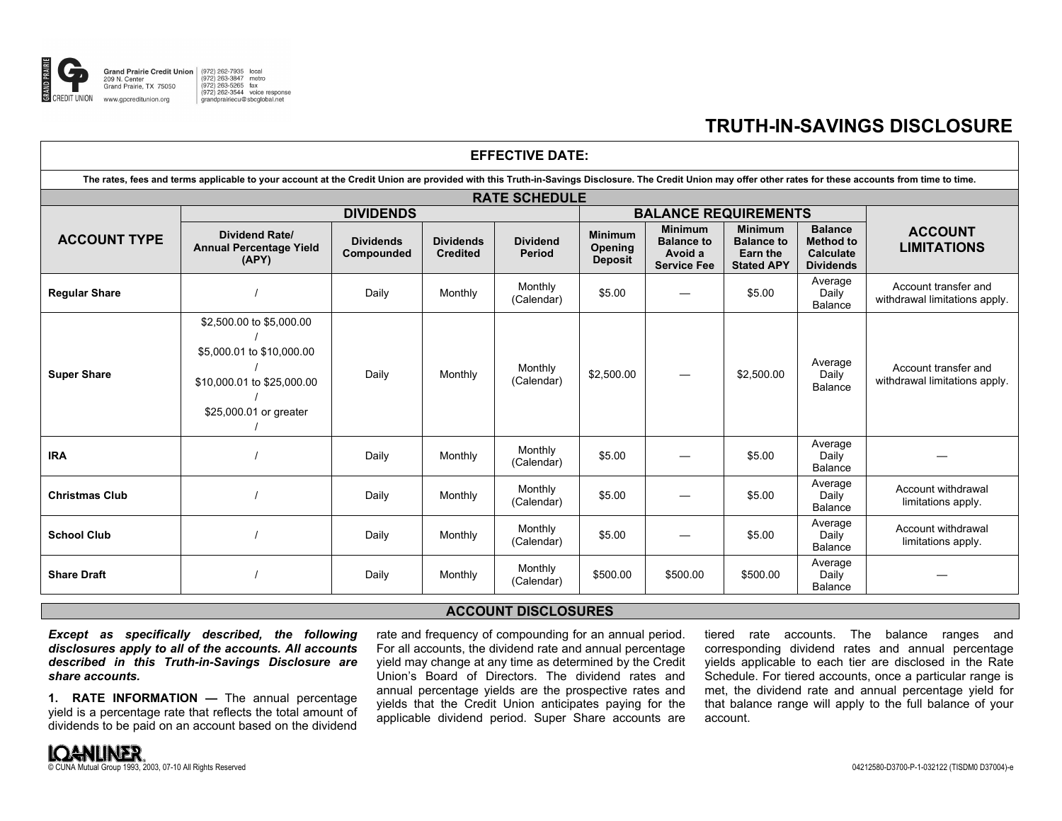Grand Prairie Credit Union
209 N. Center
Grand Prairie, TX 75050
www.gpcreditunion.org

(972) 262-7935 local
(972) 263-3847 metro
(972) 263-5265 fax
(972) 262-3544 voice response
grandprairiecu@sbcglobal.net

# TRUTH-IN-SAVINGS DISCLOSURE

**EFFECTIVE DATE:**

**The rates, fees and terms applicable to your account at the Credit Union are provided with this Truth-in-Savings Disclosure. The Credit Union may offer other rates for these accounts from time to time.**

## RATE SCHEDULE

| ACCOUNT TYPE | DIVIDENDS | | | | BALANCE REQUIREMENTS | | | | ACCOUNT LIMITATIONS |
|---|---|---|---|---|---|---|---|---|---|
| | Dividend Rate/ Annual Percentage Yield (APY) | Dividends Compounded | Dividends Credited | Dividend Period | Minimum Opening Deposit | Minimum Balance to Avoid a Service Fee | Minimum Balance to Earn the Stated APY | Balance Method to Calculate Dividends | |
| **Regular Share** | / | Daily | Monthly | Monthly (Calendar) | $5.00 | — | $5.00 | Average Daily Balance | Account transfer and withdrawal limitations apply. |
| **Super Share** | $2,500.00 to $5,000.00 / $5,000.01 to $10,000.00 / $10,000.01 to $25,000.00 / $25,000.01 or greater / | Daily | Monthly | Monthly (Calendar) | $2,500.00 | — | $2,500.00 | Average Daily Balance | Account transfer and withdrawal limitations apply. |
| **IRA** | / | Daily | Monthly | Monthly (Calendar) | $5.00 | — | $5.00 | Average Daily Balance | — |
| **Christmas Club** | / | Daily | Monthly | Monthly (Calendar) | $5.00 | — | $5.00 | Average Daily Balance | Account withdrawal limitations apply. |
| **School Club** | / | Daily | Monthly | Monthly (Calendar) | $5.00 | — | $5.00 | Average Daily Balance | Account withdrawal limitations apply. |
| **Share Draft** | / | Daily | Monthly | Monthly (Calendar) | $500.00 | $500.00 | $500.00 | Average Daily Balance | — |

## ACCOUNT DISCLOSURES

***Except as specifically described, the following disclosures apply to all of the accounts. All accounts described in this Truth-in-Savings Disclosure are share accounts.***

**1. RATE INFORMATION —** The annual percentage yield is a percentage rate that reflects the total amount of dividends to be paid on an account based on the dividend rate and frequency of compounding for an annual period. For all accounts, the dividend rate and annual percentage yield may change at any time as determined by the Credit Union's Board of Directors. The dividend rates and annual percentage yields are the prospective rates and yields that the Credit Union anticipates paying for the applicable dividend period. Super Share accounts are tiered rate accounts. The balance ranges and corresponding dividend rates and annual percentage yields applicable to each tier are disclosed in the Rate Schedule. For tiered accounts, once a particular range is met, the dividend rate and annual percentage yield for that balance range will apply to the full balance of your account.

© CUNA Mutual Group 1993, 2003, 07-10 All Rights Reserved

04212580-D3700-P-1-032122 (TISDM0 D37004)-e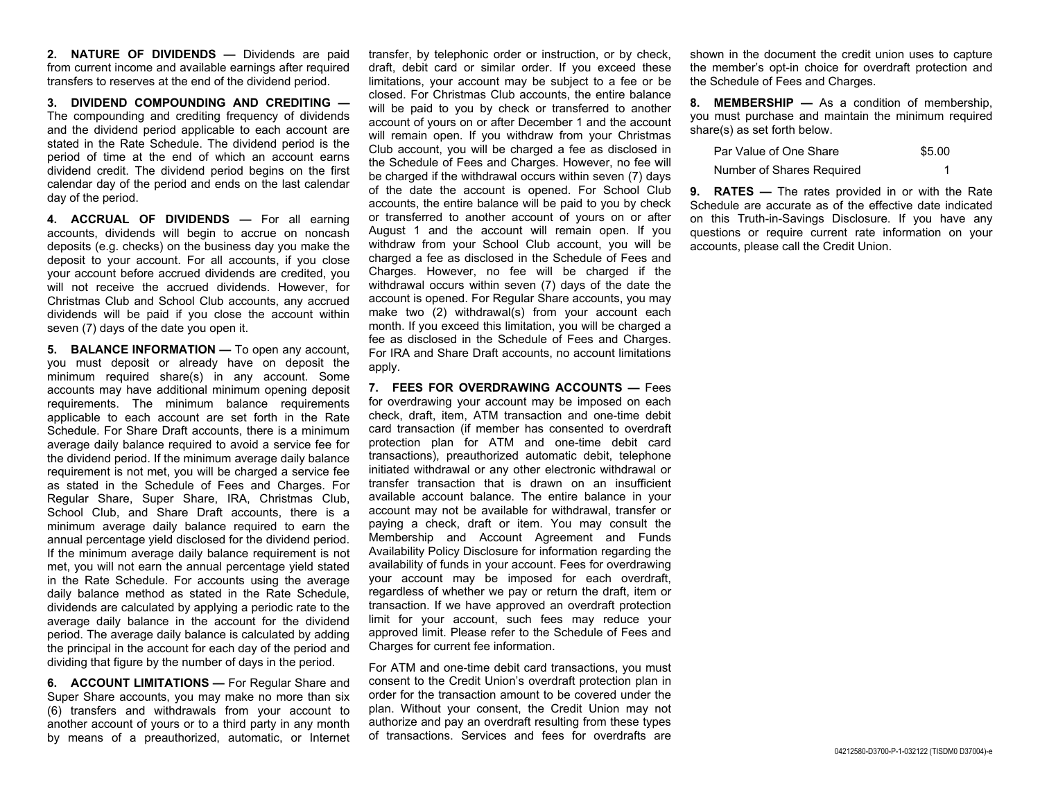**2. NATURE OF DIVIDENDS —** Dividends are paid from current income and available earnings after required transfers to reserves at the end of the dividend period.

**3. DIVIDEND COMPOUNDING AND CREDITING —** The compounding and crediting frequency of dividends and the dividend period applicable to each account are stated in the Rate Schedule. The dividend period is the period of time at the end of which an account earns dividend credit. The dividend period begins on the first calendar day of the period and ends on the last calendar day of the period.

**4. ACCRUAL OF DIVIDENDS —** For all earning accounts, dividends will begin to accrue on noncash deposits (e.g. checks) on the business day you make the deposit to your account. For all accounts, if you close your account before accrued dividends are credited, you will not receive the accrued dividends. However, for Christmas Club and School Club accounts, any accrued dividends will be paid if you close the account within seven (7) days of the date you open it.

**5. BALANCE INFORMATION —** To open any account, you must deposit or already have on deposit the minimum required share(s) in any account. Some accounts may have additional minimum opening deposit requirements. The minimum balance requirements applicable to each account are set forth in the Rate Schedule. For Share Draft accounts, there is a minimum average daily balance required to avoid a service fee for the dividend period. If the minimum average daily balance requirement is not met, you will be charged a service fee as stated in the Schedule of Fees and Charges. For Regular Share, Super Share, IRA, Christmas Club, School Club, and Share Draft accounts, there is a minimum average daily balance required to earn the annual percentage yield disclosed for the dividend period. If the minimum average daily balance requirement is not met, you will not earn the annual percentage yield stated in the Rate Schedule. For accounts using the average daily balance method as stated in the Rate Schedule, dividends are calculated by applying a periodic rate to the average daily balance in the account for the dividend period. The average daily balance is calculated by adding the principal in the account for each day of the period and dividing that figure by the number of days in the period.

**6. ACCOUNT LIMITATIONS —** For Regular Share and Super Share accounts, you may make no more than six (6) transfers and withdrawals from your account to another account of yours or to a third party in any month by means of a preauthorized, automatic, or Internet transfer, by telephonic order or instruction, or by check, draft, debit card or similar order. If you exceed these limitations, your account may be subject to a fee or be closed. For Christmas Club accounts, the entire balance will be paid to you by check or transferred to another account of yours on or after December 1 and the account will remain open. If you withdraw from your Christmas Club account, you will be charged a fee as disclosed in the Schedule of Fees and Charges. However, no fee will be charged if the withdrawal occurs within seven (7) days of the date the account is opened. For School Club accounts, the entire balance will be paid to you by check or transferred to another account of yours on or after August 1 and the account will remain open. If you withdraw from your School Club account, you will be charged a fee as disclosed in the Schedule of Fees and Charges. However, no fee will be charged if the withdrawal occurs within seven (7) days of the date the account is opened. For Regular Share accounts, you may make two (2) withdrawal(s) from your account each month. If you exceed this limitation, you will be charged a fee as disclosed in the Schedule of Fees and Charges. For IRA and Share Draft accounts, no account limitations apply.

**7. FEES FOR OVERDRAWING ACCOUNTS —** Fees for overdrawing your account may be imposed on each check, draft, item, ATM transaction and one-time debit card transaction (if member has consented to overdraft protection plan for ATM and one-time debit card transactions), preauthorized automatic debit, telephone initiated withdrawal or any other electronic withdrawal or transfer transaction that is drawn on an insufficient available account balance. The entire balance in your account may not be available for withdrawal, transfer or paying a check, draft or item. You may consult the Membership and Account Agreement and Funds Availability Policy Disclosure for information regarding the availability of funds in your account. Fees for overdrawing your account may be imposed for each overdraft, regardless of whether we pay or return the draft, item or transaction. If we have approved an overdraft protection limit for your account, such fees may reduce your approved limit. Please refer to the Schedule of Fees and Charges for current fee information.

For ATM and one-time debit card transactions, you must consent to the Credit Union's overdraft protection plan in order for the transaction amount to be covered under the plan. Without your consent, the Credit Union may not authorize and pay an overdraft resulting from these types of transactions. Services and fees for overdrafts are shown in the document the credit union uses to capture the member's opt-in choice for overdraft protection and the Schedule of Fees and Charges.

**8. MEMBERSHIP —** As a condition of membership, you must purchase and maintain the minimum required share(s) as set forth below.

| | |
|---|---|
| Par Value of One Share | $5.00 |
| Number of Shares Required | 1 |

**9. RATES —** The rates provided in or with the Rate Schedule are accurate as of the effective date indicated on this Truth-in-Savings Disclosure. If you have any questions or require current rate information on your accounts, please call the Credit Union.

04212580-D3700-P-1-032122 (TISDM0 D37004)-e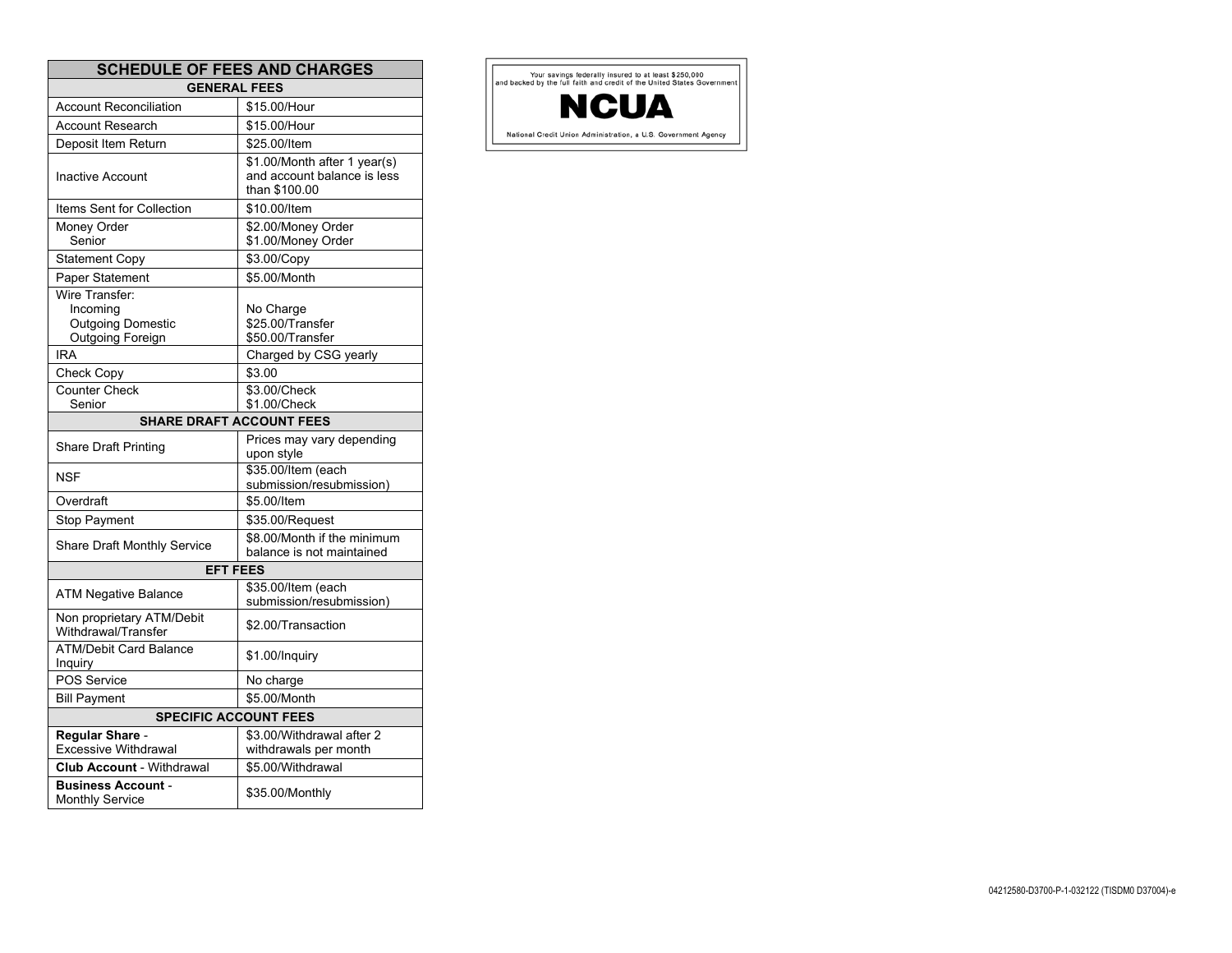## SCHEDULE OF FEES AND CHARGES

| | |
|---|---|
| **GENERAL FEES** | |
| Account Reconciliation | $15.00/Hour |
| Account Research | $15.00/Hour |
| Deposit Item Return | $25.00/Item |
| Inactive Account | $1.00/Month after 1 year(s) and account balance is less than $100.00 |
| Items Sent for Collection | $10.00/Item |
| Money Order<br>Senior | $2.00/Money Order<br>$1.00/Money Order |
| Statement Copy | $3.00/Copy |
| Paper Statement | $5.00/Month |
| Wire Transfer:<br>Incoming<br>Outgoing Domestic<br>Outgoing Foreign | <br>No Charge<br>$25.00/Transfer<br>$50.00/Transfer |
| IRA | Charged by CSG yearly |
| Check Copy | $3.00 |
| Counter Check<br>Senior | $3.00/Check<br>$1.00/Check |
| **SHARE DRAFT ACCOUNT FEES** | |
| Share Draft Printing | Prices may vary depending upon style |
| NSF | $35.00/Item (each submission/resubmission) |
| Overdraft | $5.00/Item |
| Stop Payment | $35.00/Request |
| Share Draft Monthly Service | $8.00/Month if the minimum balance is not maintained |
| **EFT FEES** | |
| ATM Negative Balance | $35.00/Item (each submission/resubmission) |
| Non proprietary ATM/Debit Withdrawal/Transfer | $2.00/Transaction |
| ATM/Debit Card Balance Inquiry | $1.00/Inquiry |
| POS Service | No charge |
| Bill Payment | $5.00/Month |
| **SPECIFIC ACCOUNT FEES** | |
| **Regular Share** - Excessive Withdrawal | $3.00/Withdrawal after 2 withdrawals per month |
| **Club Account** - Withdrawal | $5.00/Withdrawal |
| **Business Account** - Monthly Service | $35.00/Monthly |

Your savings federally insured to at least $250,000 and backed by the full faith and credit of the United States Government

**NCUA**

National Credit Union Administration, a U.S. Government Agency

04212580-D3700-P-1-032122 (TISDM0 D37004)-e